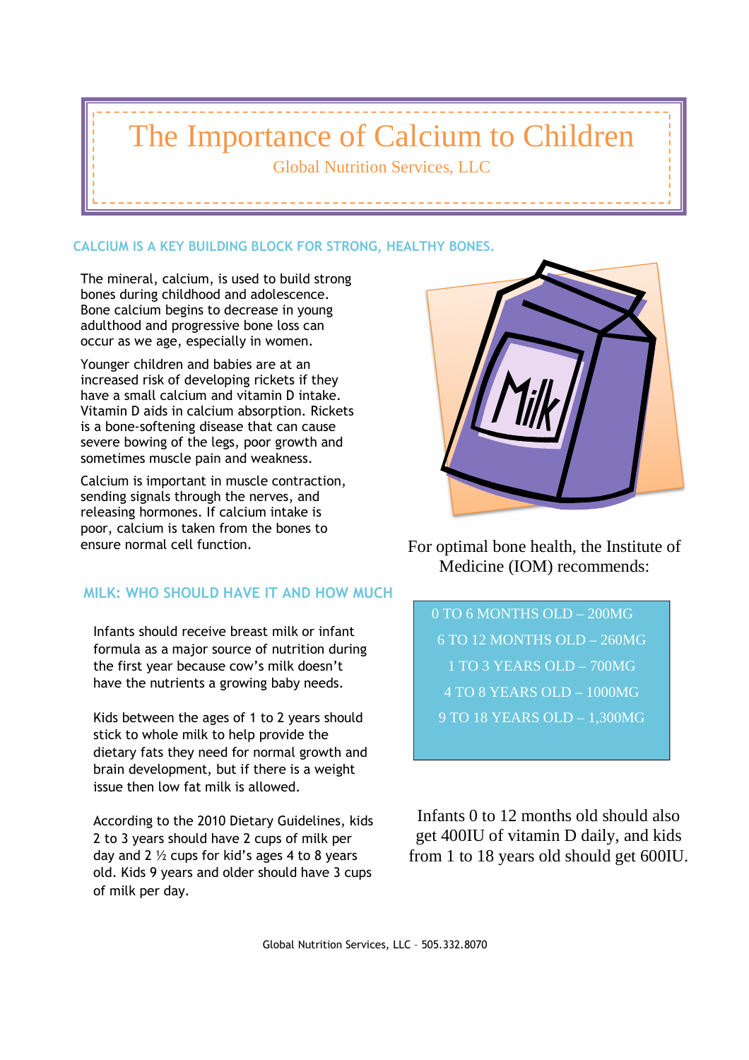# The Importance of Calcium to Children

Global Nutrition Services, LLC

## CALCIUM IS A KEY BUILDING BLOCK FOR STRONG, HEALTHY BONES.

The mineral, calcium, is used to build strong bones during childhood and adolescence. Bone calcium begins to decrease in young adulthood and progressive bone loss can occur as we age, especially in women.

Younger children and babies are at an increased risk of developing rickets if they have a small calcium and vitamin D intake. Vitamin D aids in calcium absorption. Rickets is a bone-softening disease that can cause severe bowing of the legs, poor growth and sometimes muscle pain and weakness.

Calcium is important in muscle contraction, sending signals through the nerves, and releasing hormones. If calcium intake is poor, calcium is taken from the bones to ensure normal cell function.

## MILK: WHO SHOULD HAVE IT AND HOW MUCH

Infants should receive breast milk or infant formula as a major source of nutrition during the first year because cow's milk doesn't have the nutrients a growing baby needs.

Kids between the ages of 1 to 2 years should stick to whole milk to help provide the dietary fats they need for normal growth and brain development, but if there is a weight issue then low fat milk is allowed.

According to the 2010 Dietary Guidelines, kids 2 to 3 years should have 2 cups of milk per day and 2 ½ cups for kid's ages 4 to 8 years old. Kids 9 years and older should have 3 cups of milk per day.

For optimal bone health, the Institute of Medicine (IOM) recommends:

- 0 TO 6 MONTHS OLD – 200MG
- 6 TO 12 MONTHS OLD – 260MG
- 1 TO 3 YEARS OLD – 700MG
- 4 TO 8 YEARS OLD – 1000MG
- 9 TO 18 YEARS OLD – 1,300MG

Infants 0 to 12 months old should also get 400IU of vitamin D daily, and kids from 1 to 18 years old should get 600IU.

Global Nutrition Services, LLC – 505.332.8070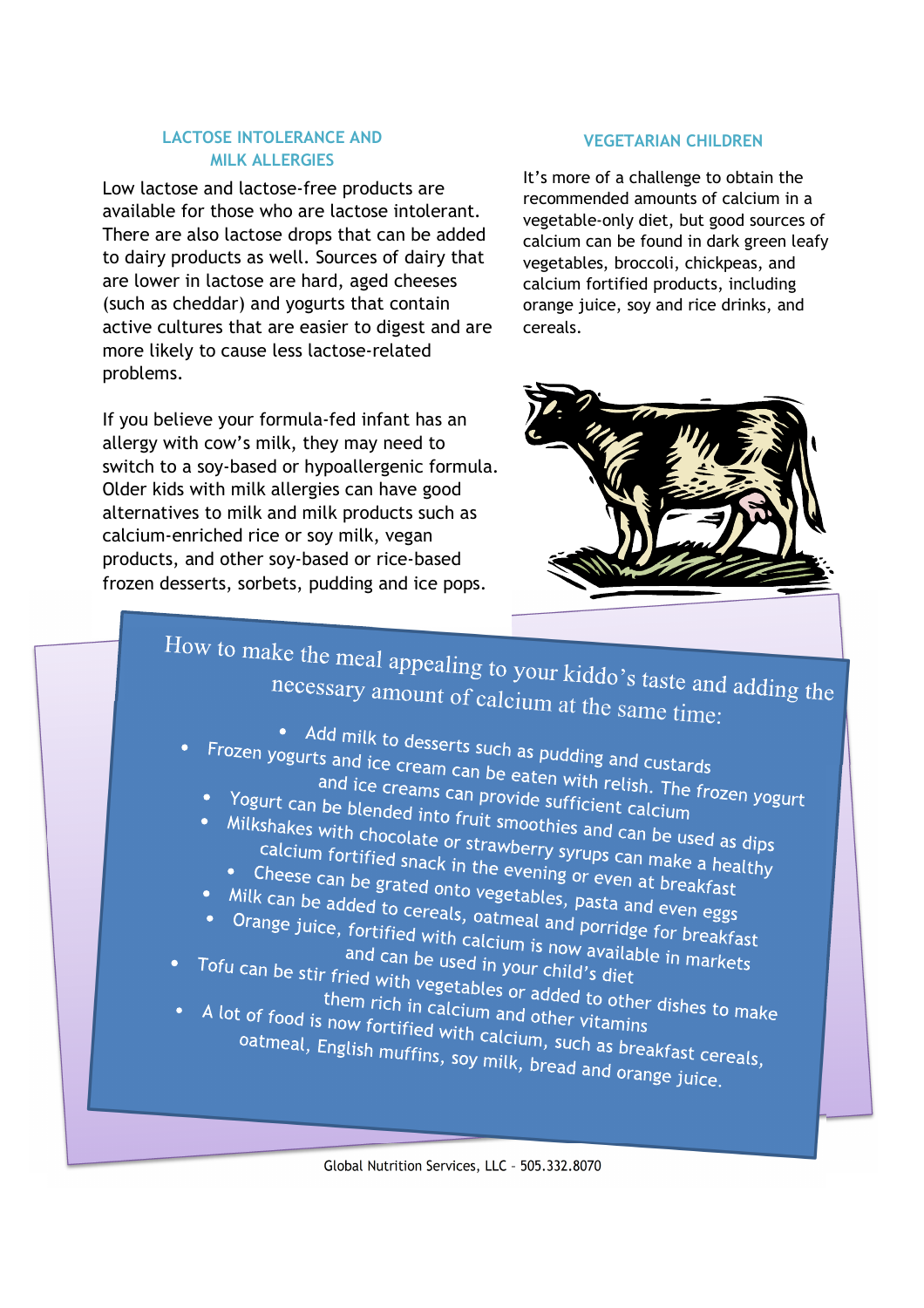## LACTOSE INTOLERANCE AND MILK ALLERGIES

Low lactose and lactose-free products are available for those who are lactose intolerant. There are also lactose drops that can be added to dairy products as well. Sources of dairy that are lower in lactose are hard, aged cheeses (such as cheddar) and yogurts that contain active cultures that are easier to digest and are more likely to cause less lactose-related problems.

If you believe your formula-fed infant has an allergy with cow's milk, they may need to switch to a soy-based or hypoallergenic formula. Older kids with milk allergies can have good alternatives to milk and milk products such as calcium-enriched rice or soy milk, vegan products, and other soy-based or rice-based frozen desserts, sorbets, pudding and ice pops.

## VEGETARIAN CHILDREN

It's more of a challenge to obtain the recommended amounts of calcium in a vegetable-only diet, but good sources of calcium can be found in dark green leafy vegetables, broccoli, chickpeas, and calcium fortified products, including orange juice, soy and rice drinks, and cereals.

### How to make the meal appealing to your kiddo's taste and adding the necessary amount of calcium at the same time:

- Add milk to desserts such as pudding and custards
- Frozen yogurts and ice cream can be eaten with relish. The frozen yogurt and ice creams can provide sufficient calcium
- Yogurt can be blended into fruit smoothies and can be used as dips
- Milkshakes with chocolate or strawberry syrups can make a healthy calcium fortified snack in the evening or even at breakfast
- Cheese can be grated onto vegetables, pasta and even eggs
- Milk can be added to cereals, oatmeal and porridge for breakfast
- Orange juice, fortified with calcium is now available in markets and can be used in your child's diet
- Tofu can be stir fried with vegetables or added to other dishes to make them rich in calcium and other vitamins
- A lot of food is now fortified with calcium, such as breakfast cereals, oatmeal, English muffins, soy milk, bread and orange juice.

Global Nutrition Services, LLC – 505.332.8070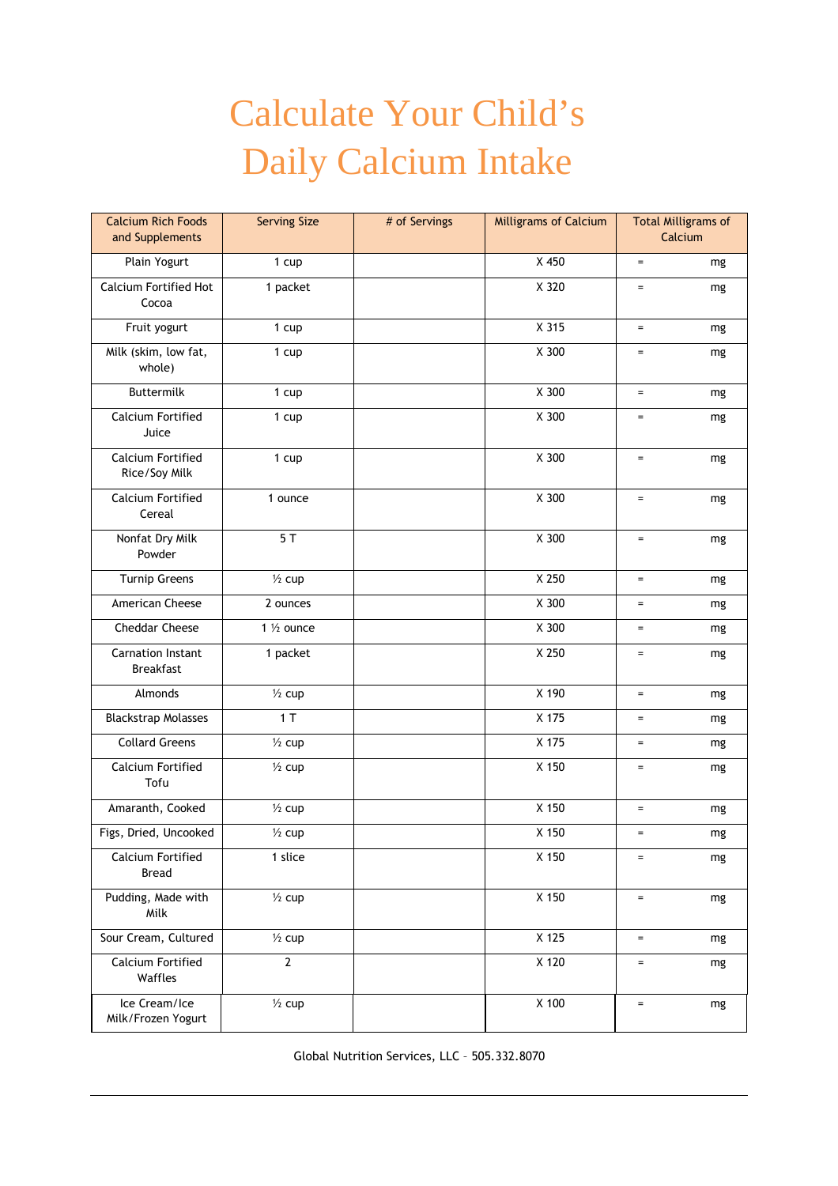# Calculate Your Child's Daily Calcium Intake

| Calcium Rich Foods and Supplements | Serving Size | # of Servings | Milligrams of Calcium | Total Milligrams of Calcium |
|---|---|---|---|---|
| Plain Yogurt | 1 cup | | X 450 | = mg |
| Calcium Fortified Hot Cocoa | 1 packet | | X 320 | = mg |
| Fruit yogurt | 1 cup | | X 315 | = mg |
| Milk (skim, low fat, whole) | 1 cup | | X 300 | = mg |
| Buttermilk | 1 cup | | X 300 | = mg |
| Calcium Fortified Juice | 1 cup | | X 300 | = mg |
| Calcium Fortified Rice/Soy Milk | 1 cup | | X 300 | = mg |
| Calcium Fortified Cereal | 1 ounce | | X 300 | = mg |
| Nonfat Dry Milk Powder | 5 T | | X 300 | = mg |
| Turnip Greens | ½ cup | | X 250 | = mg |
| American Cheese | 2 ounces | | X 300 | = mg |
| Cheddar Cheese | 1 ½ ounce | | X 300 | = mg |
| Carnation Instant Breakfast | 1 packet | | X 250 | = mg |
| Almonds | ½ cup | | X 190 | = mg |
| Blackstrap Molasses | 1 T | | X 175 | = mg |
| Collard Greens | ½ cup | | X 175 | = mg |
| Calcium Fortified Tofu | ½ cup | | X 150 | = mg |
| Amaranth, Cooked | ½ cup | | X 150 | = mg |
| Figs, Dried, Uncooked | ½ cup | | X 150 | = mg |
| Calcium Fortified Bread | 1 slice | | X 150 | = mg |
| Pudding, Made with Milk | ½ cup | | X 150 | = mg |
| Sour Cream, Cultured | ½ cup | | X 125 | = mg |
| Calcium Fortified Waffles | 2 | | X 120 | = mg |
| Ice Cream/Ice Milk/Frozen Yogurt | ½ cup | | X 100 | = mg |

Global Nutrition Services, LLC – 505.332.8070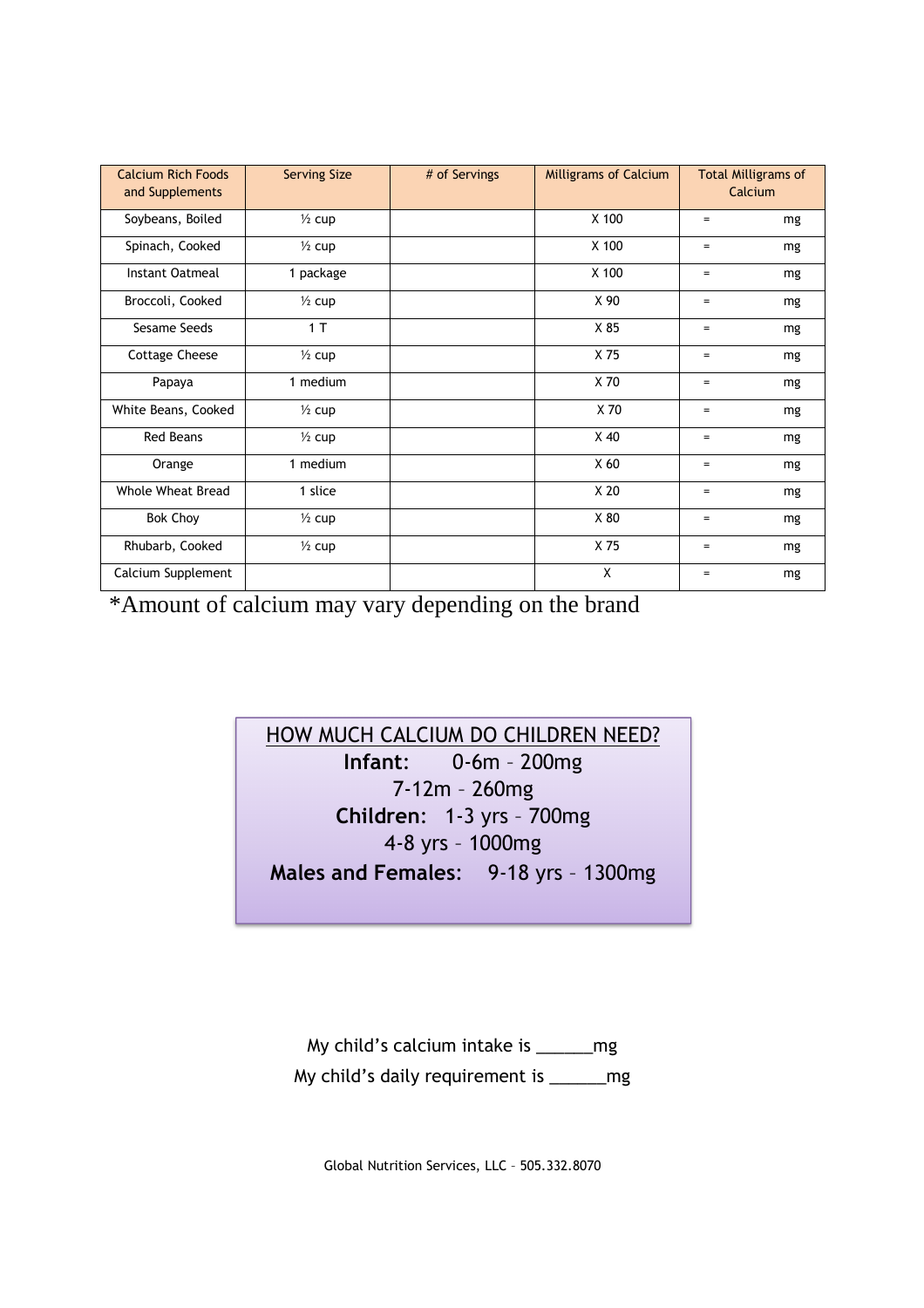| Calcium Rich Foods and Supplements | Serving Size | # of Servings | Milligrams of Calcium | Total Milligrams of Calcium |
|---|---|---|---|---|
| Soybeans, Boiled | ½ cup | | X 100 | = mg |
| Spinach, Cooked | ½ cup | | X 100 | = mg |
| Instant Oatmeal | 1 package | | X 100 | = mg |
| Broccoli, Cooked | ½ cup | | X 90 | = mg |
| Sesame Seeds | 1 T | | X 85 | = mg |
| Cottage Cheese | ½ cup | | X 75 | = mg |
| Papaya | 1 medium | | X 70 | = mg |
| White Beans, Cooked | ½ cup | | X 70 | = mg |
| Red Beans | ½ cup | | X 40 | = mg |
| Orange | 1 medium | | X 60 | = mg |
| Whole Wheat Bread | 1 slice | | X 20 | = mg |
| Bok Choy | ½ cup | | X 80 | = mg |
| Rhubarb, Cooked | ½ cup | | X 75 | = mg |
| Calcium Supplement | | | X | = mg |

*Amount of calcium may vary depending on the brand

## HOW MUCH CALCIUM DO CHILDREN NEED?

**Infant:** 0-6m – 200mg
7-12m – 260mg
**Children:** 1-3 yrs – 700mg
4-8 yrs – 1000mg
**Males and Females:** 9-18 yrs – 1300mg

My child's calcium intake is ______mg

My child's daily requirement is ______mg

Global Nutrition Services, LLC – 505.332.8070